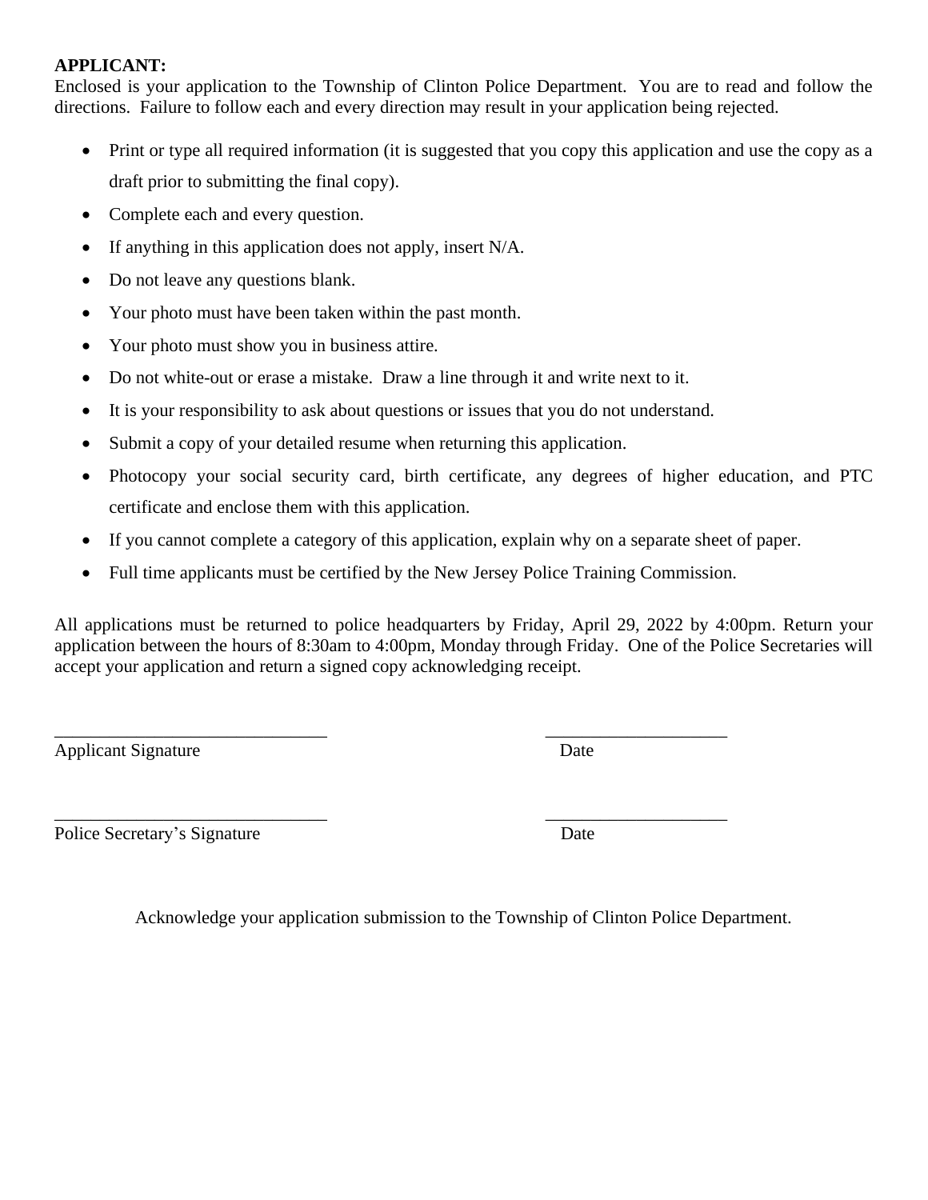**APPLICANT:**
Enclosed is your application to the Township of Clinton Police Department. You are to read and follow the directions. Failure to follow each and every direction may result in your application being rejected.

- Print or type all required information (it is suggested that you copy this application and use the copy as a draft prior to submitting the final copy).
- Complete each and every question.
- If anything in this application does not apply, insert N/A.
- Do not leave any questions blank.
- Your photo must have been taken within the past month.
- Your photo must show you in business attire.
- Do not white-out or erase a mistake. Draw a line through it and write next to it.
- It is your responsibility to ask about questions or issues that you do not understand.
- Submit a copy of your detailed resume when returning this application.
- Photocopy your social security card, birth certificate, any degrees of higher education, and PTC certificate and enclose them with this application.
- If you cannot complete a category of this application, explain why on a separate sheet of paper.
- Full time applicants must be certified by the New Jersey Police Training Commission.

All applications must be returned to police headquarters by Friday, April 29, 2022 by 4:00pm. Return your application between the hours of 8:30am to 4:00pm, Monday through Friday. One of the Police Secretaries will accept your application and return a signed copy acknowledging receipt.

\_\_\_\_\_\_\_\_\_\_\_\_\_\_\_\_\_\_\_\_\_\_\_\_\_\_\_\_\_\_ \_\_\_\_\_\_\_\_\_\_\_\_\_\_\_\_\_\_\_\_

Applicant Signature Date

\_\_\_\_\_\_\_\_\_\_\_\_\_\_\_\_\_\_\_\_\_\_\_\_\_\_\_\_\_\_ \_\_\_\_\_\_\_\_\_\_\_\_\_\_\_\_\_\_\_\_

Police Secretary's Signature Date

Acknowledge your application submission to the Township of Clinton Police Department.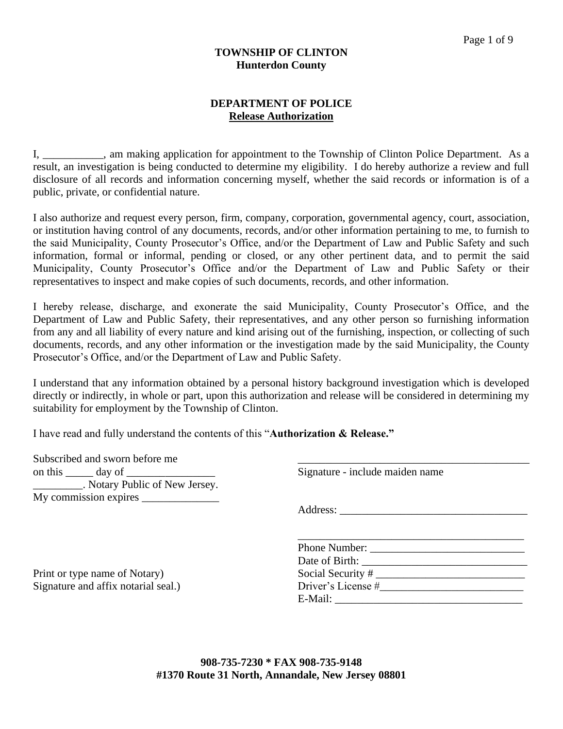**TOWNSHIP OF CLINTON**
**Hunterdon County**

**DEPARTMENT OF POLICE**
**Release Authorization**

I, ___________, am making application for appointment to the Township of Clinton Police Department. As a result, an investigation is being conducted to determine my eligibility. I do hereby authorize a review and full disclosure of all records and information concerning myself, whether the said records or information is of a public, private, or confidential nature.

I also authorize and request every person, firm, company, corporation, governmental agency, court, association, or institution having control of any documents, records, and/or other information pertaining to me, to furnish to the said Municipality, County Prosecutor's Office, and/or the Department of Law and Public Safety and such information, formal or informal, pending or closed, or any other pertinent data, and to permit the said Municipality, County Prosecutor's Office and/or the Department of Law and Public Safety or their representatives to inspect and make copies of such documents, records, and other information.

I hereby release, discharge, and exonerate the said Municipality, County Prosecutor's Office, and the Department of Law and Public Safety, their representatives, and any other person so furnishing information from any and all liability of every nature and kind arising out of the furnishing, inspection, or collecting of such documents, records, and any other information or the investigation made by the said Municipality, the County Prosecutor's Office, and/or the Department of Law and Public Safety.

I understand that any information obtained by a personal history background investigation which is developed directly or indirectly, in whole or part, upon this authorization and release will be considered in determining my suitability for employment by the Township of Clinton.

I have read and fully understand the contents of this "**Authorization & Release.**"

Subscribed and sworn before me
on this _____ day of ________________
_________. Notary Public of New Jersey.
My commission expires ______________

Print or type name of Notary)
Signature and affix notarial seal.)

___________________________________________
Signature - include maiden name

Address: __________________________________

___________________________________________

Phone Number: ____________________________

Date of Birth: ______________________________

Social Security # ___________________________

Driver's License #__________________________

E-Mail: __________________________________

**908-735-7230 * FAX 908-735-9148**
**#1370 Route 31 North, Annandale, New Jersey 08801**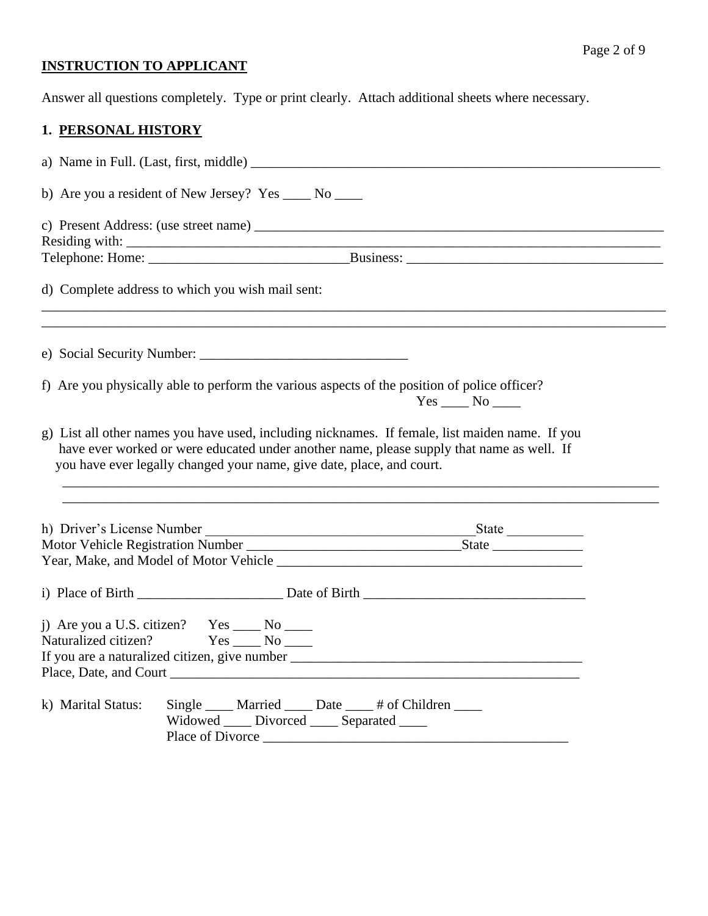**INSTRUCTION TO APPLICANT**

Answer all questions completely. Type or print clearly. Attach additional sheets where necessary.

**1. PERSONAL HISTORY**

a) Name in Full. (Last, first, middle) ______________________________________________________________

b) Are you a resident of New Jersey? Yes ____ No ____

c) Present Address: (use street name) ______________________________________________________________
Residing with: ______________________________________________________________________________
Telephone: Home: ____________________________Business: ____________________________________

d) Complete address to which you wish mail sent:
_____________________________________________________________________________________________
_____________________________________________________________________________________________

e) Social Security Number: ______________________________

f) Are you physically able to perform the various aspects of the position of police officer?
Yes ____ No ____

g) List all other names you have used, including nicknames. If female, list maiden name. If you have ever worked or were educated under another name, please supply that name as well. If you have ever legally changed your name, give date, place, and court.
_____________________________________________________________________________________________
_____________________________________________________________________________________________

h) Driver's License Number ______________________________________State ___________
Motor Vehicle Registration Number _______________________________State _____________
Year, Make, and Model of Motor Vehicle ______________________________________________

i) Place of Birth _____________________ Date of Birth ________________________________

j) Are you a U.S. citizen? Yes ____ No ____
Naturalized citizen? Yes ____ No ____
If you are a naturalized citizen, give number __________________________________________
Place, Date, and Court _____________________________________________________________

k) Marital Status: Single ____ Married ____ Date ____ # of Children ____
Widowed ____ Divorced ____ Separated ____
Place of Divorce _____________________________________________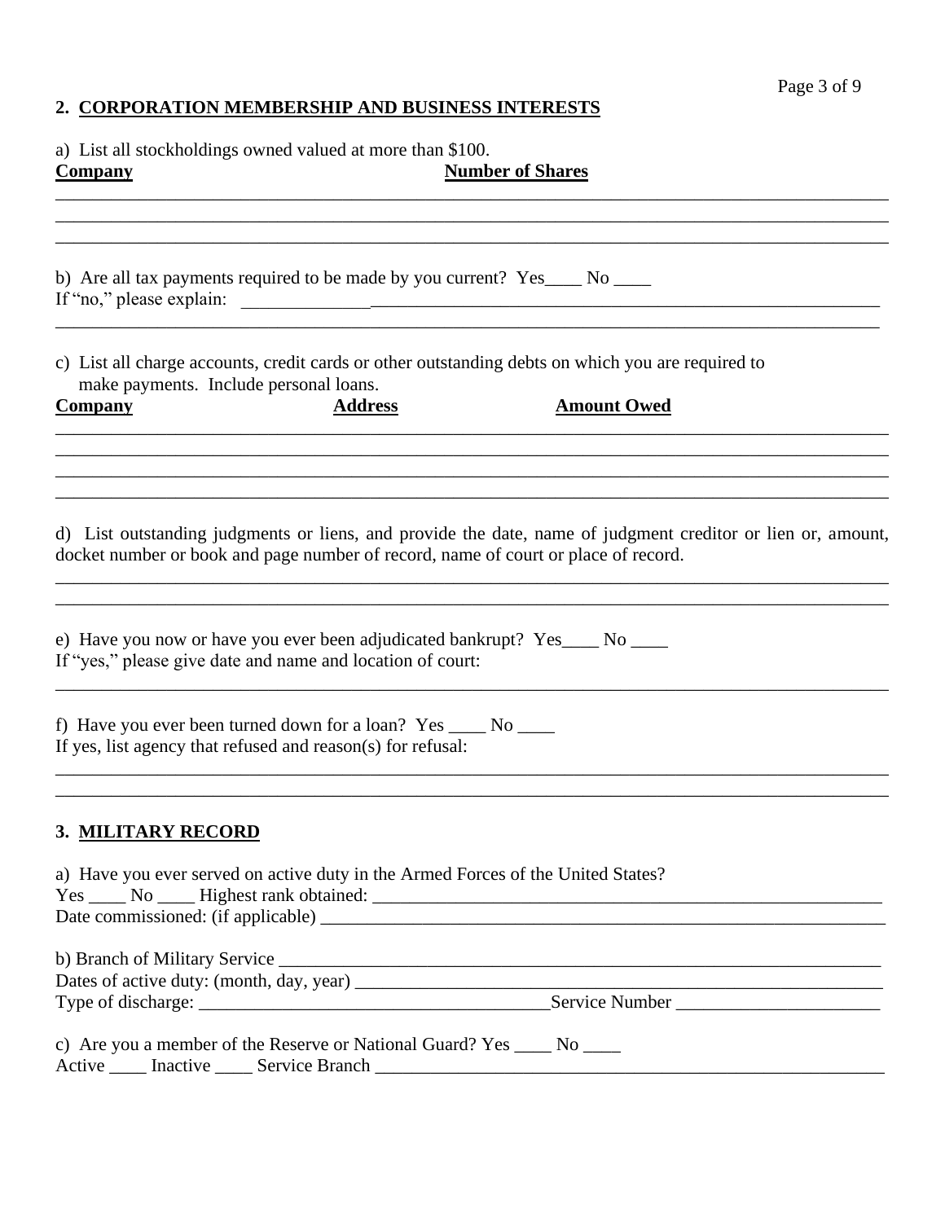## 2. CORPORATION MEMBERSHIP AND BUSINESS INTERESTS

a) List all stockholdings owned valued at more than $100.

**Company** **Number of Shares**

_______________________________________________________________________________________
_______________________________________________________________________________________
_______________________________________________________________________________________

b) Are all tax payments required to be made by you current? Yes____ No ____
If "no," please explain: ___________________________________________________________________
_______________________________________________________________________________________

c) List all charge accounts, credit cards or other outstanding debts on which you are required to make payments. Include personal loans.

**Company** **Address** **Amount Owed**

_______________________________________________________________________________________
_______________________________________________________________________________________
_______________________________________________________________________________________
_______________________________________________________________________________________

d) List outstanding judgments or liens, and provide the date, name of judgment creditor or lien or, amount, docket number or book and page number of record, name of court or place of record.

_______________________________________________________________________________________
_______________________________________________________________________________________

e) Have you now or have you ever been adjudicated bankrupt? Yes____ No ____
If "yes," please give date and name and location of court:

_______________________________________________________________________________________

f) Have you ever been turned down for a loan? Yes ____ No ____
If yes, list agency that refused and reason(s) for refusal:

_______________________________________________________________________________________
_______________________________________________________________________________________

## 3. MILITARY RECORD

a) Have you ever served on active duty in the Armed Forces of the United States?
Yes ____ No ____ Highest rank obtained: ___________________________________________________
Date commissioned: (if applicable) _______________________________________________________

b) Branch of Military Service _____________________________________________________________
Dates of active duty: (month, day, year) ___________________________________________________
Type of discharge: _________________________________Service Number ____________________

c) Are you a member of the Reserve or National Guard? Yes ____ No ____
Active ____ Inactive ____ Service Branch ___________________________________________________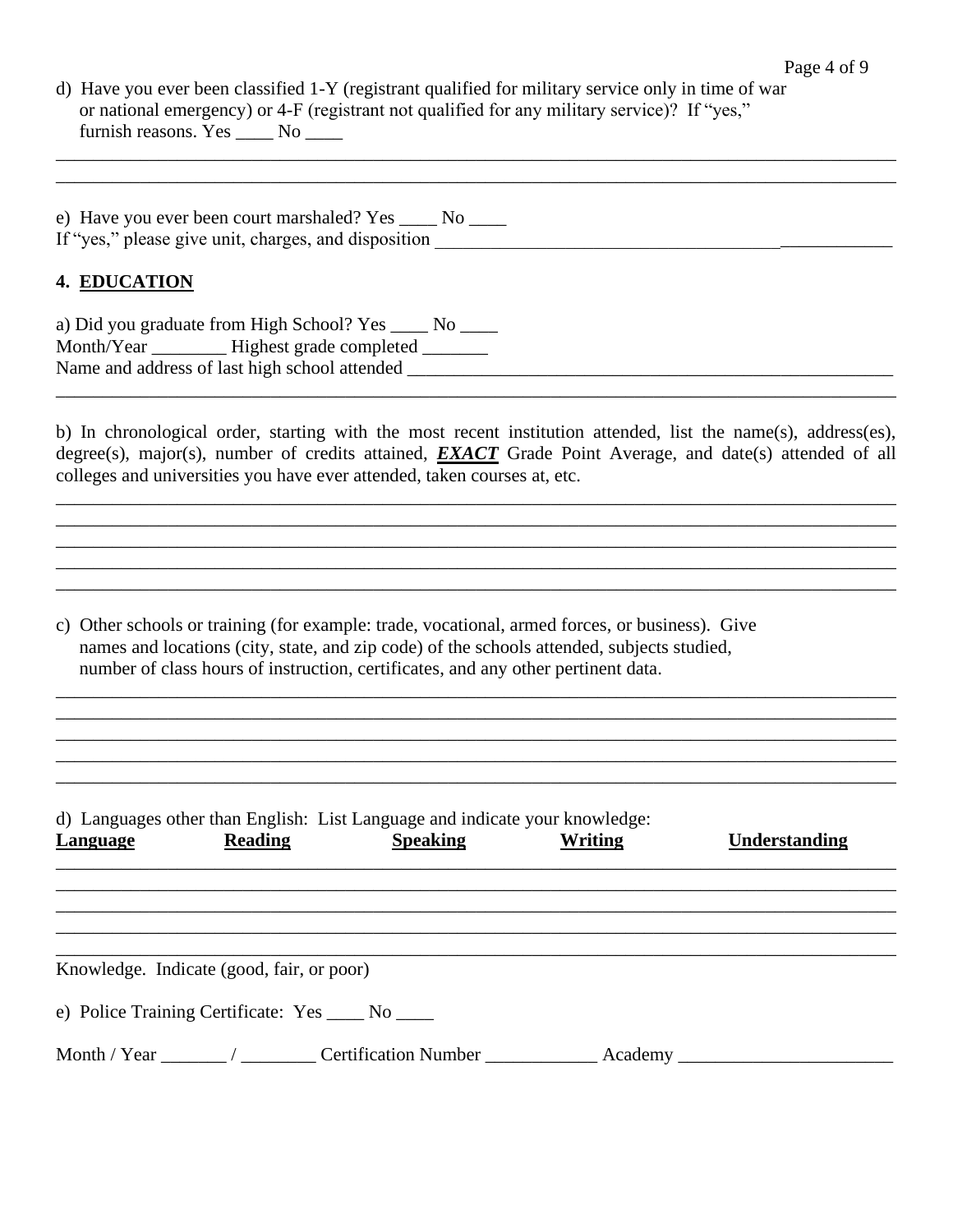d) Have you ever been classified 1-Y (registrant qualified for military service only in time of war or national emergency) or 4-F (registrant not qualified for any military service)? If "yes," furnish reasons. Yes ____ No ____

______________________________________________________________________________________

______________________________________________________________________________________

e) Have you ever been court marshaled? Yes ____ No ____

If "yes," please give unit, charges, and disposition ________________________________________________

## 4. EDUCATION

a) Did you graduate from High School? Yes ____ No ____

Month/Year ________ Highest grade completed _______

Name and address of last high school attended ______________________________________________

______________________________________________________________________________________

b) In chronological order, starting with the most recent institution attended, list the name(s), address(es), degree(s), major(s), number of credits attained, ***EXACT*** Grade Point Average, and date(s) attended of all colleges and universities you have ever attended, taken courses at, etc.

______________________________________________________________________________________

______________________________________________________________________________________

______________________________________________________________________________________

______________________________________________________________________________________

______________________________________________________________________________________

c) Other schools or training (for example: trade, vocational, armed forces, or business). Give names and locations (city, state, and zip code) of the schools attended, subjects studied, number of class hours of instruction, certificates, and any other pertinent data.

______________________________________________________________________________________

______________________________________________________________________________________

______________________________________________________________________________________

______________________________________________________________________________________

______________________________________________________________________________________

d) Languages other than English: List Language and indicate your knowledge:

| Language | Reading | Speaking | Writing | Understanding |
|---|---|---|---|---|
| | | | | |
| | | | | |
| | | | | |
| | | | | |
| | | | | |

Knowledge. Indicate (good, fair, or poor)

e) Police Training Certificate: Yes ____ No ____

Month / Year _______ / ________ Certification Number ____________ Academy _______________________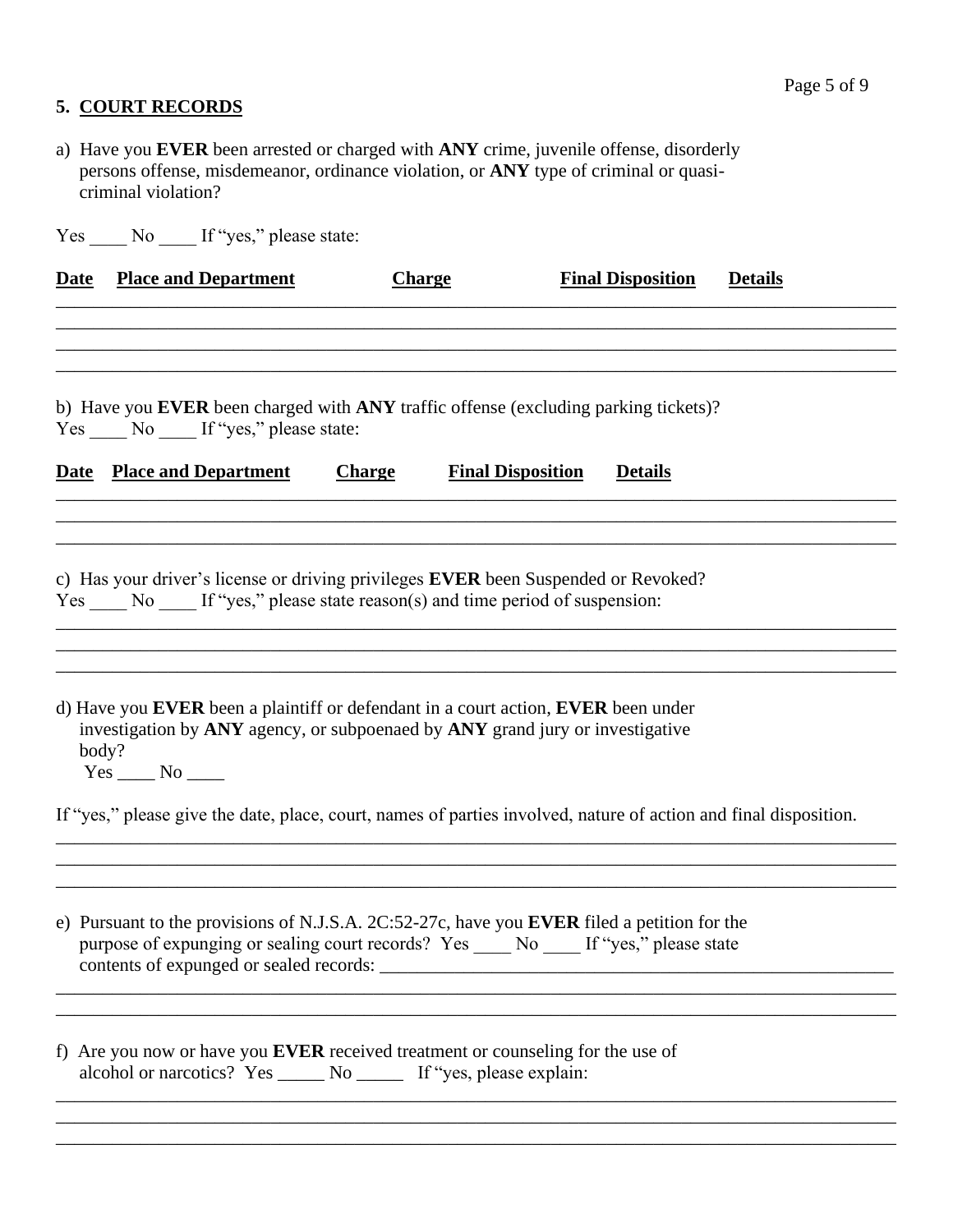## 5. COURT RECORDS

a) Have you **EVER** been arrested or charged with **ANY** crime, juvenile offense, disorderly persons offense, misdemeanor, ordinance violation, or **ANY** type of criminal or quasi-criminal violation?

Yes ____ No ____ If "yes," please state:

| Date | Place and Department | Charge | Final Disposition | Details |
|---|---|---|---|---|
| | | | | |
| | | | | |
| | | | | |
| | | | | |

b) Have you **EVER** been charged with **ANY** traffic offense (excluding parking tickets)?
Yes ____ No ____ If "yes," please state:

| Date | Place and Department | Charge | Final Disposition | Details |
|---|---|---|---|---|
| | | | | |
| | | | | |
| | | | | |

c) Has your driver's license or driving privileges **EVER** been Suspended or Revoked?
Yes ____ No ____ If "yes," please state reason(s) and time period of suspension:

_______________________________________________________________________________

_______________________________________________________________________________

_______________________________________________________________________________

d) Have you **EVER** been a plaintiff or defendant in a court action, **EVER** been under investigation by **ANY** agency, or subpoenaed by **ANY** grand jury or investigative body?
Yes ____ No ____

If "yes," please give the date, place, court, names of parties involved, nature of action and final disposition.

_______________________________________________________________________________

_______________________________________________________________________________

_______________________________________________________________________________

e) Pursuant to the provisions of N.J.S.A. 2C:52-27c, have you **EVER** filed a petition for the purpose of expunging or sealing court records? Yes ____ No ____ If "yes," please state contents of expunged or sealed records: ________________________________________

_______________________________________________________________________________

_______________________________________________________________________________

f) Are you now or have you **EVER** received treatment or counseling for the use of alcohol or narcotics? Yes _____ No _____ If "yes, please explain:

_______________________________________________________________________________

_______________________________________________________________________________

_______________________________________________________________________________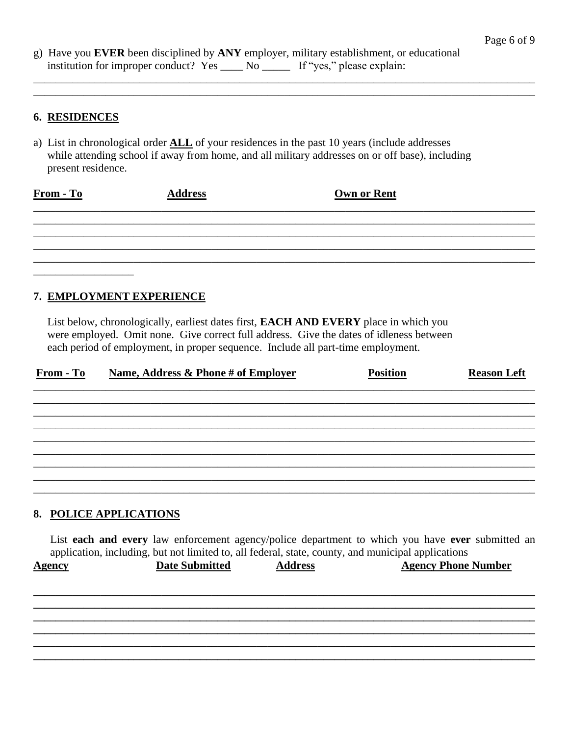g) Have you **EVER** been disciplined by **ANY** employer, military establishment, or educational institution for improper conduct? Yes ____ No _____ If "yes," please explain:

______________________________________________________________________________
______________________________________________________________________________

### 6. RESIDENCES

a) List in chronological order **ALL** of your residences in the past 10 years (include addresses while attending school if away from home, and all military addresses on or off base), including present residence.

| From - To | Address | Own or Rent |
| --- | --- | --- |
| | | |
| | | |
| | | |
| | | |
| | | |

### 7. EMPLOYMENT EXPERIENCE

List below, chronologically, earliest dates first, **EACH AND EVERY** place in which you were employed. Omit none. Give correct full address. Give the dates of idleness between each period of employment, in proper sequence. Include all part-time employment.

| From - To | Name, Address & Phone # of Employer | Position | Reason Left |
| --- | --- | --- | --- |
| | | | |
| | | | |
| | | | |
| | | | |
| | | | |
| | | | |
| | | | |
| | | | |
| | | | |

### 8. POLICE APPLICATIONS

List **each and every** law enforcement agency/police department to which you have **ever** submitted an application, including, but not limited to, all federal, state, county, and municipal applications

| Agency | Date Submitted | Address | Agency Phone Number |
| --- | --- | --- | --- |
| | | | |
| | | | |
| | | | |
| | | | |
| | | | |
| | | | |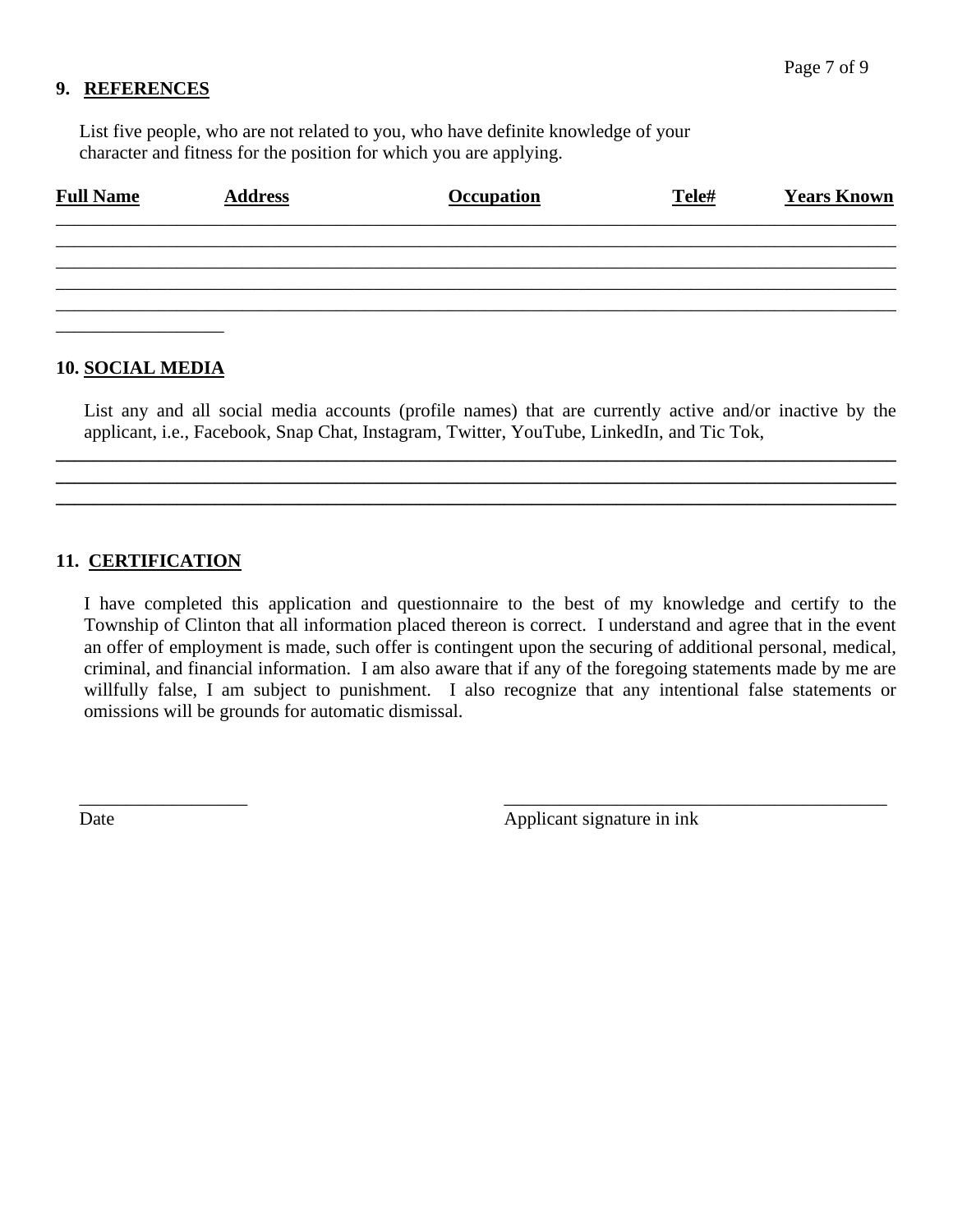## 9. REFERENCES

List five people, who are not related to you, who have definite knowledge of your character and fitness for the position for which you are applying.

| Full Name | Address | Occupation | Tele# | Years Known |
|---|---|---|---|---|
| | | | | |
| | | | | |
| | | | | |
| | | | | |
| | | | | |

## 10. SOCIAL MEDIA

List any and all social media accounts (profile names) that are currently active and/or inactive by the applicant, i.e., Facebook, Snap Chat, Instagram, Twitter, YouTube, LinkedIn, and Tic Tok,

______________________________________________________________________

______________________________________________________________________

______________________________________________________________________

## 11. CERTIFICATION

I have completed this application and questionnaire to the best of my knowledge and certify to the Township of Clinton that all information placed thereon is correct. I understand and agree that in the event an offer of employment is made, such offer is contingent upon the securing of additional personal, medical, criminal, and financial information. I am also aware that if any of the foregoing statements made by me are willfully false, I am subject to punishment. I also recognize that any intentional false statements or omissions will be grounds for automatic dismissal.

_________________ &nbsp;&nbsp;&nbsp;&nbsp;&nbsp;&nbsp;&nbsp;&nbsp;&nbsp;&nbsp;&nbsp;&nbsp; ________________________________________

Date &nbsp;&nbsp;&nbsp;&nbsp;&nbsp;&nbsp;&nbsp;&nbsp;&nbsp;&nbsp;&nbsp;&nbsp;&nbsp;&nbsp;&nbsp;&nbsp;&nbsp;&nbsp;&nbsp;&nbsp;&nbsp;&nbsp;&nbsp;&nbsp;&nbsp;&nbsp; Applicant signature in ink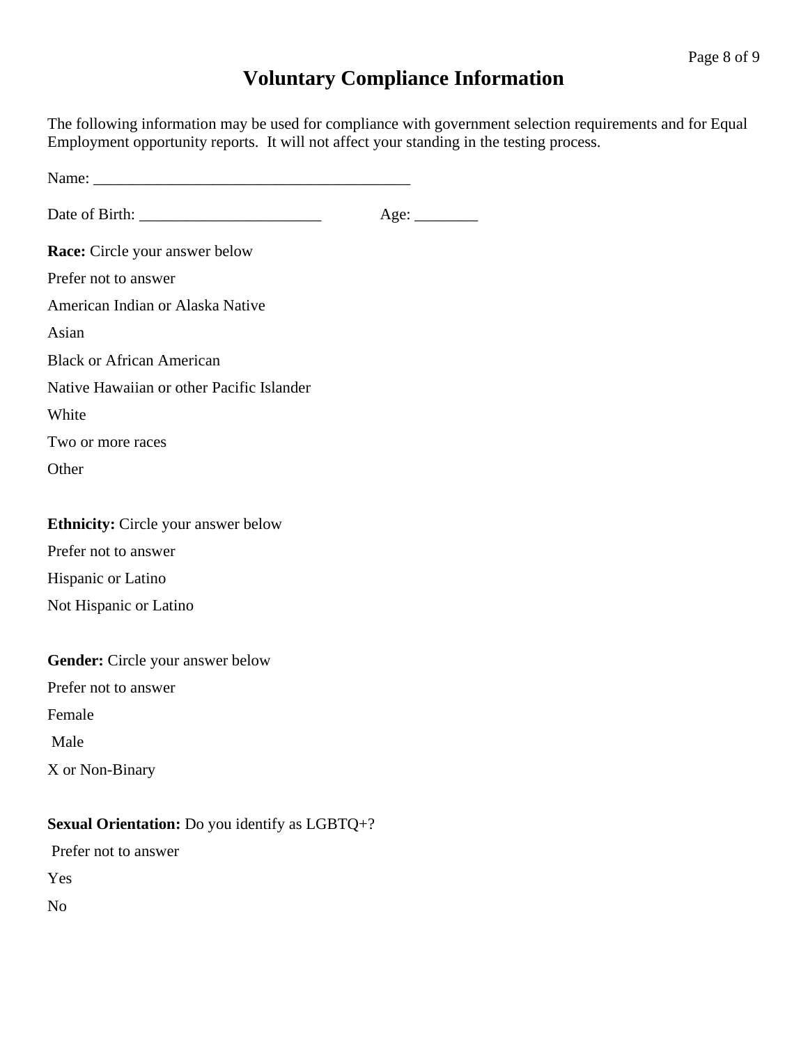# Voluntary Compliance Information

The following information may be used for compliance with government selection requirements and for Equal Employment opportunity reports. It will not affect your standing in the testing process.

Name: ________________________________________

Date of Birth: _______________________ Age: ________

**Race:** Circle your answer below

Prefer not to answer

American Indian or Alaska Native

Asian

Black or African American

Native Hawaiian or other Pacific Islander

White

Two or more races

Other

**Ethnicity:** Circle your answer below

Prefer not to answer

Hispanic or Latino

Not Hispanic or Latino

**Gender:** Circle your answer below

Prefer not to answer

Female

Male

X or Non-Binary

**Sexual Orientation:** Do you identify as LGBTQ+?

Prefer not to answer

Yes

No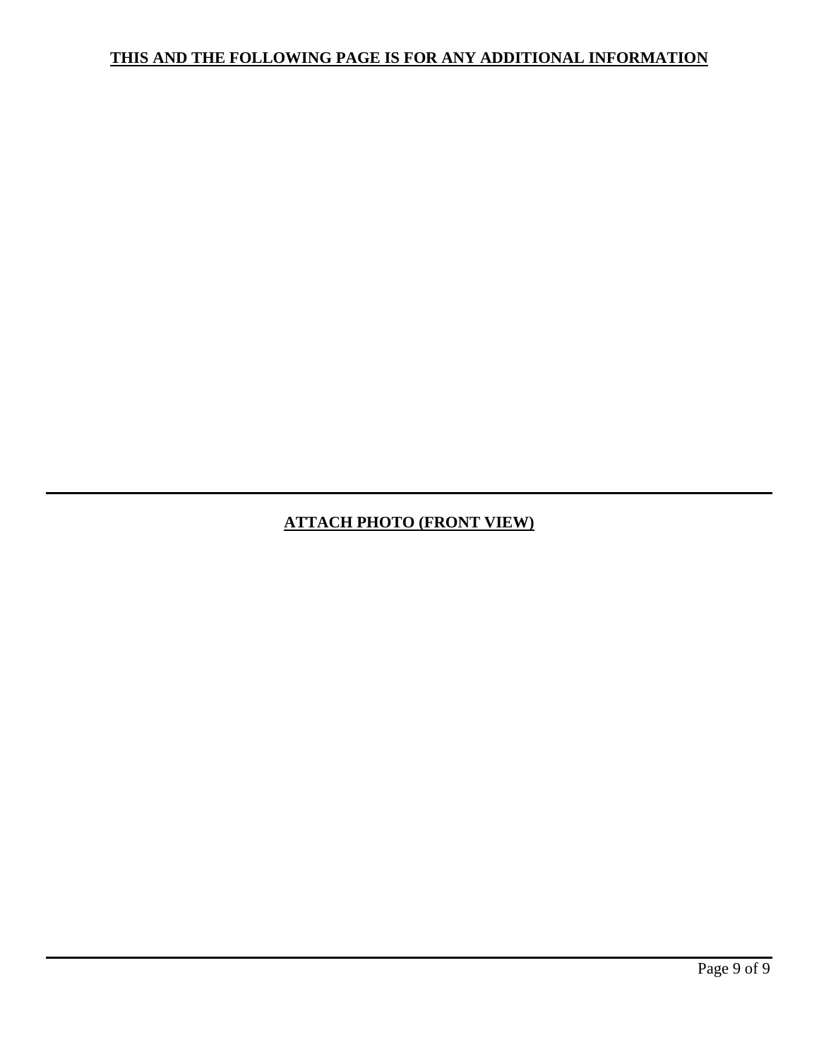**THIS AND THE FOLLOWING PAGE IS FOR ANY ADDITIONAL INFORMATION**

---

**ATTACH PHOTO (FRONT VIEW)**

---